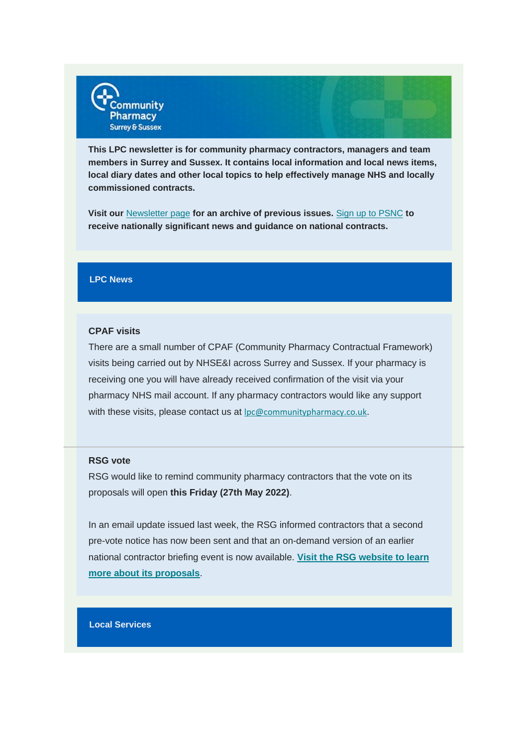Community Pharmacy Surrey & Sussex

**This LPC newsletter is for community pharmacy contractors, managers and team members in Surrey and Sussex. It contains local information and local news items, local diary dates and other local topics to help effectively manage NHS and locally commissioned contracts.**

**Visit our** Newsletter page **for an archive of previous issues.** Sign up to PSNC **to receive nationally significant news and guidance on national contracts.**

## LPC News

### CPAF visits

There are a small number of CPAF (Community Pharmacy Contractual Framework) visits being carried out by NHSE&I across Surrey and Sussex. If your pharmacy is receiving one you will have already received confirmation of the visit via your pharmacy NHS mail account. If any pharmacy contractors would like any support with these visits, please contact us at lpc@communitypharmacy.co.uk.

---

### RSG vote

RSG would like to remind community pharmacy contractors that the vote on its proposals will open **this Friday (27th May 2022)**.

In an email update issued last week, the RSG informed contractors that a second pre-vote notice has now been sent and that an on-demand version of an earlier national contractor briefing event is now available. **Visit the RSG website to learn more about its proposals**.

## Local Services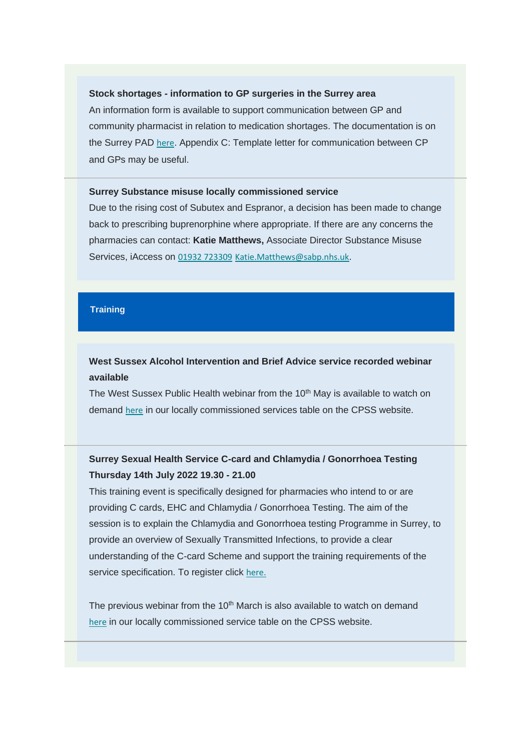**Stock shortages - information to GP surgeries in the Surrey area**

An information form is available to support communication between GP and community pharmacist in relation to medication shortages. The documentation is on the Surrey PAD here. Appendix C: Template letter for communication between CP and GPs may be useful.

---

**Surrey Substance misuse locally commissioned service**

Due to the rising cost of Subutex and Espranor, a decision has been made to change back to prescribing buprenorphine where appropriate. If there are any concerns the pharmacies can contact: **Katie Matthews,** Associate Director Substance Misuse Services, iAccess on 01932 723309 Katie.Matthews@sabp.nhs.uk.

## Training

**West Sussex Alcohol Intervention and Brief Advice service recorded webinar available**

The West Sussex Public Health webinar from the 10th May is available to watch on demand here in our locally commissioned services table on the CPSS website.

---

**Surrey Sexual Health Service C-card and Chlamydia / Gonorrhoea Testing Thursday 14th July 2022 19.30 - 21.00**

This training event is specifically designed for pharmacies who intend to or are providing C cards, EHC and Chlamydia / Gonorrhoea Testing. The aim of the session is to explain the Chlamydia and Gonorrhoea testing Programme in Surrey, to provide an overview of Sexually Transmitted Infections, to provide a clear understanding of the C-card Scheme and support the training requirements of the service specification. To register click here.

The previous webinar from the 10th March is also available to watch on demand here in our locally commissioned service table on the CPSS website.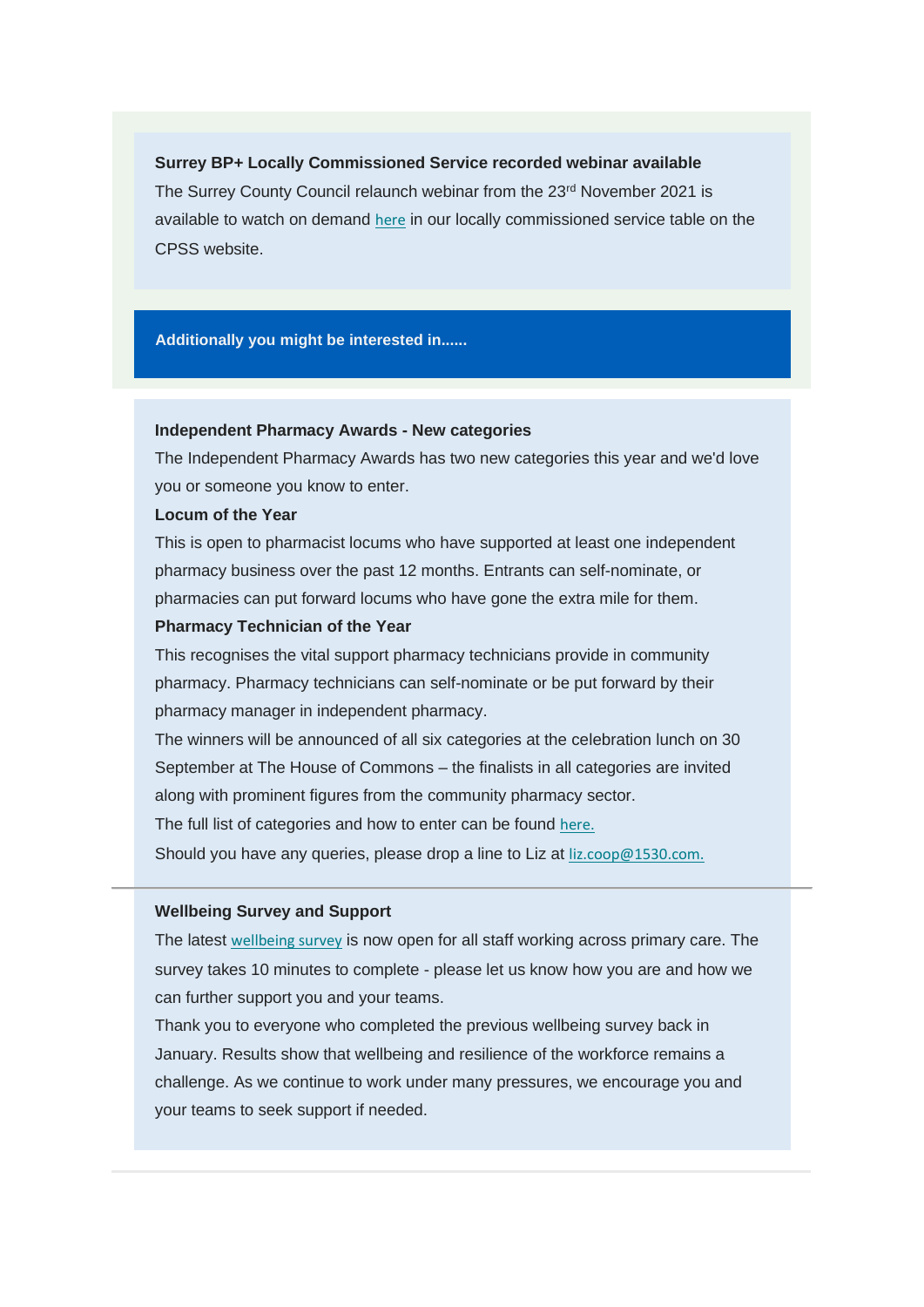**Surrey BP+ Locally Commissioned Service recorded webinar available**

The Surrey County Council relaunch webinar from the 23rd November 2021 is available to watch on demand here in our locally commissioned service table on the CPSS website.

**Additionally you might be interested in......**

**Independent Pharmacy Awards - New categories**

The Independent Pharmacy Awards has two new categories this year and we'd love you or someone you know to enter.

**Locum of the Year**

This is open to pharmacist locums who have supported at least one independent pharmacy business over the past 12 months. Entrants can self-nominate, or pharmacies can put forward locums who have gone the extra mile for them.

**Pharmacy Technician of the Year**

This recognises the vital support pharmacy technicians provide in community pharmacy. Pharmacy technicians can self-nominate or be put forward by their pharmacy manager in independent pharmacy.

The winners will be announced of all six categories at the celebration lunch on 30 September at The House of Commons – the finalists in all categories are invited along with prominent figures from the community pharmacy sector.

The full list of categories and how to enter can be found here.

Should you have any queries, please drop a line to Liz at liz.coop@1530.com.

---

**Wellbeing Survey and Support**

The latest wellbeing survey is now open for all staff working across primary care. The survey takes 10 minutes to complete - please let us know how you are and how we can further support you and your teams.

Thank you to everyone who completed the previous wellbeing survey back in January. Results show that wellbeing and resilience of the workforce remains a challenge. As we continue to work under many pressures, we encourage you and your teams to seek support if needed.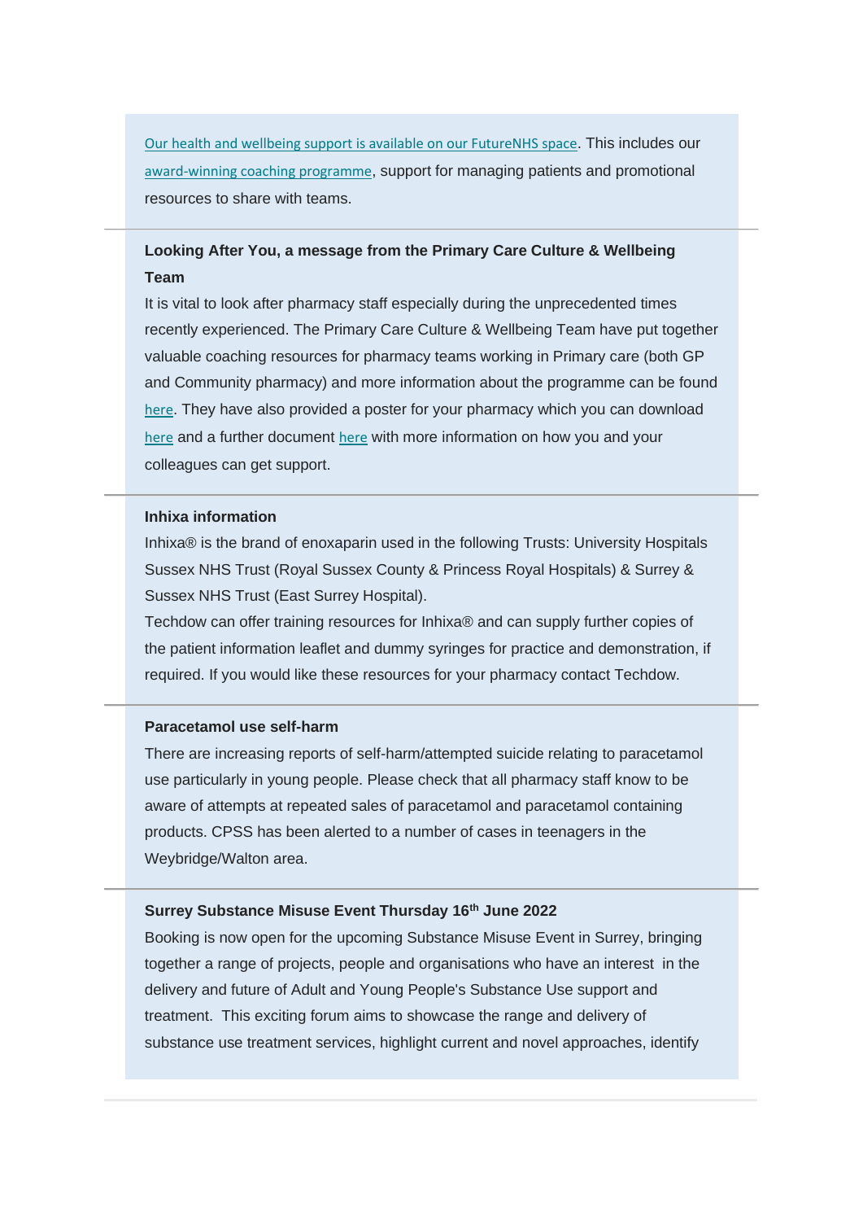Our health and wellbeing support is available on our FutureNHS space. This includes our award-winning coaching programme, support for managing patients and promotional resources to share with teams.

---

**Looking After You, a message from the Primary Care Culture & Wellbeing Team**

It is vital to look after pharmacy staff especially during the unprecedented times recently experienced. The Primary Care Culture & Wellbeing Team have put together valuable coaching resources for pharmacy teams working in Primary care (both GP and Community pharmacy) and more information about the programme can be found here. They have also provided a poster for your pharmacy which you can download here and a further document here with more information on how you and your colleagues can get support.

---

**Inhixa information**

Inhixa® is the brand of enoxaparin used in the following Trusts: University Hospitals Sussex NHS Trust (Royal Sussex County & Princess Royal Hospitals) & Surrey & Sussex NHS Trust (East Surrey Hospital).

Techdow can offer training resources for Inhixa® and can supply further copies of the patient information leaflet and dummy syringes for practice and demonstration, if required. If you would like these resources for your pharmacy contact Techdow.

---

**Paracetamol use self-harm**

There are increasing reports of self-harm/attempted suicide relating to paracetamol use particularly in young people. Please check that all pharmacy staff know to be aware of attempts at repeated sales of paracetamol and paracetamol containing products. CPSS has been alerted to a number of cases in teenagers in the Weybridge/Walton area.

---

**Surrey Substance Misuse Event Thursday 16th June 2022**

Booking is now open for the upcoming Substance Misuse Event in Surrey, bringing together a range of projects, people and organisations who have an interest in the delivery and future of Adult and Young People's Substance Use support and treatment. This exciting forum aims to showcase the range and delivery of substance use treatment services, highlight current and novel approaches, identify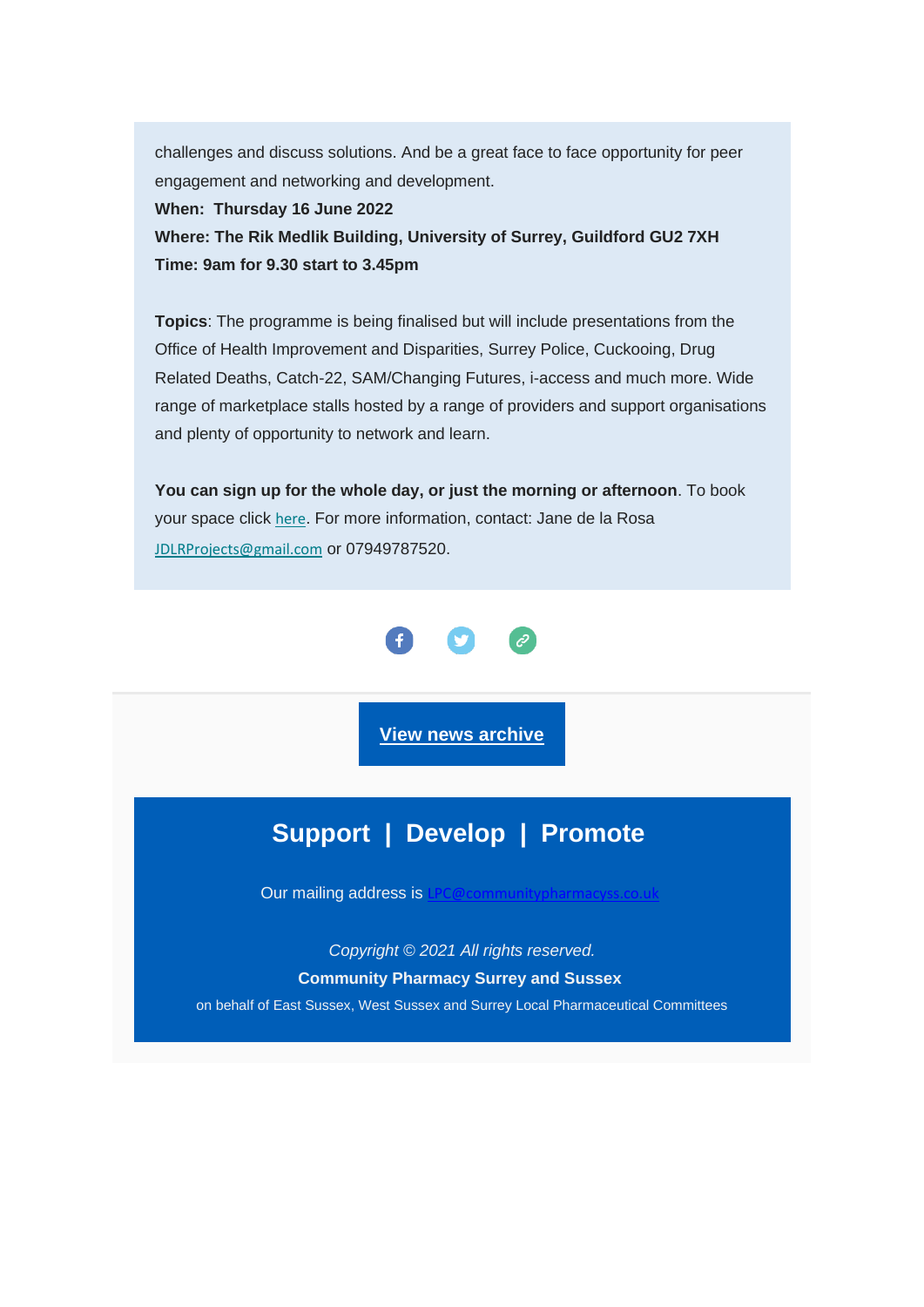challenges and discuss solutions. And be a great face to face opportunity for peer engagement and networking and development.

**When: Thursday 16 June 2022**

**Where: The Rik Medlik Building, University of Surrey, Guildford GU2 7XH**

**Time: 9am for 9.30 start to 3.45pm**

**Topics**: The programme is being finalised but will include presentations from the Office of Health Improvement and Disparities, Surrey Police, Cuckooing, Drug Related Deaths, Catch-22, SAM/Changing Futures, i-access and much more. Wide range of marketplace stalls hosted by a range of providers and support organisations and plenty of opportunity to network and learn.

**You can sign up for the whole day, or just the morning or afternoon**. To book your space click here. For more information, contact: Jane de la Rosa JDLRProjects@gmail.com or 07949787520.

**View news archive**

## Support | Develop | Promote

Our mailing address is LPC@communitypharmacyss.co.uk

*Copyright © 2021 All rights reserved.*

**Community Pharmacy Surrey and Sussex**

on behalf of East Sussex, West Sussex and Surrey Local Pharmaceutical Committees